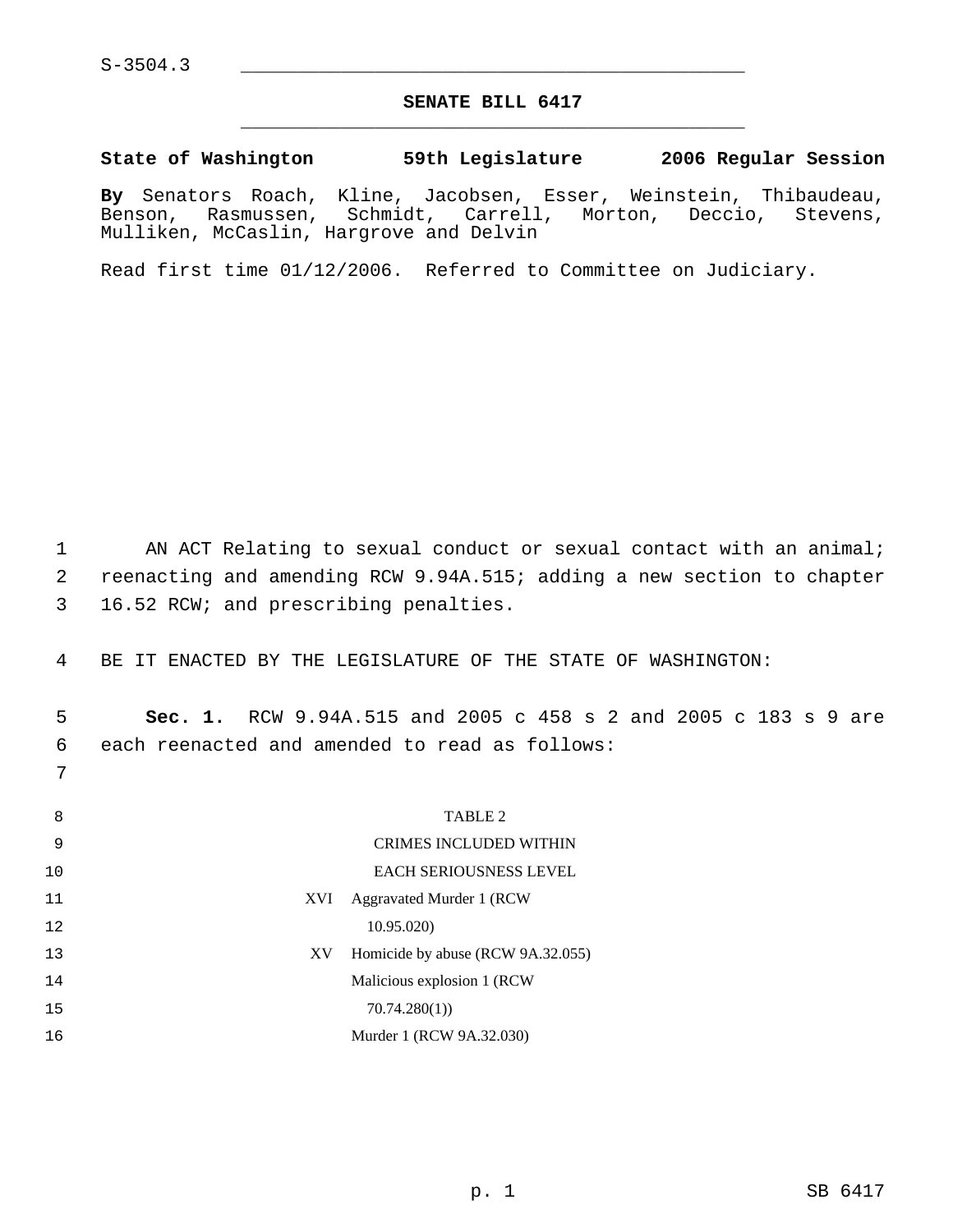S-3504.3

# SENATE BILL 6417

**State of Washington 59th Legislature 2006 Regular Session**

**By** Senators Roach, Kline, Jacobsen, Esser, Weinstein, Thibaudeau, Benson, Rasmussen, Schmidt, Carrell, Morton, Deccio, Stevens, Mulliken, McCaslin, Hargrove and Delvin

Read first time 01/12/2006. Referred to Committee on Judiciary.

AN ACT Relating to sexual conduct or sexual contact with an animal; reenacting and amending RCW 9.94A.515; adding a new section to chapter 16.52 RCW; and prescribing penalties.

BE IT ENACTED BY THE LEGISLATURE OF THE STATE OF WASHINGTON:

**Sec. 1.** RCW 9.94A.515 and 2005 c 458 s 2 and 2005 c 183 s 9 are each reenacted and amended to read as follows:

TABLE 2

CRIMES INCLUDED WITHIN EACH SERIOUSNESS LEVEL

| | |
|---|---|
| XVI | Aggravated Murder 1 (RCW 10.95.020) |
| XV | Homicide by abuse (RCW 9A.32.055) |
| | Malicious explosion 1 (RCW 70.74.280(1)) |
| | Murder 1 (RCW 9A.32.030) |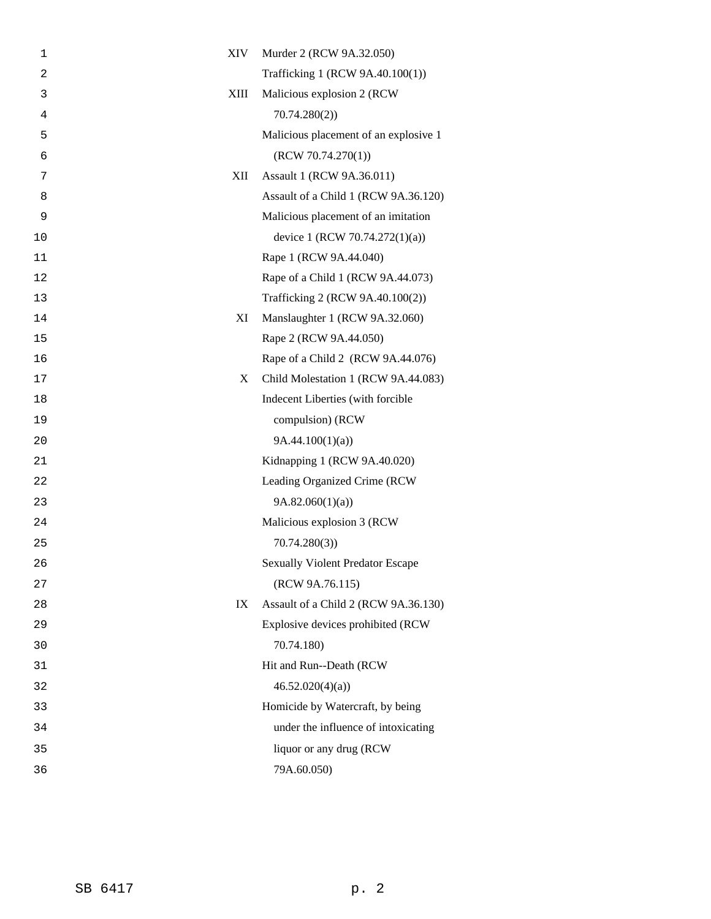| | |
|---|---|
| XIV | Murder 2 (RCW 9A.32.050) |
| | Trafficking 1 (RCW 9A.40.100(1)) |
| XIII | Malicious explosion 2 (RCW 70.74.280(2)) |
| | Malicious placement of an explosive 1 (RCW 70.74.270(1)) |
| XII | Assault 1 (RCW 9A.36.011) |
| | Assault of a Child 1 (RCW 9A.36.120) |
| | Malicious placement of an imitation device 1 (RCW 70.74.272(1)(a)) |
| | Rape 1 (RCW 9A.44.040) |
| | Rape of a Child 1 (RCW 9A.44.073) |
| | Trafficking 2 (RCW 9A.40.100(2)) |
| XI | Manslaughter 1 (RCW 9A.32.060) |
| | Rape 2 (RCW 9A.44.050) |
| | Rape of a Child 2 (RCW 9A.44.076) |
| X | Child Molestation 1 (RCW 9A.44.083) |
| | Indecent Liberties (with forcible compulsion) (RCW 9A.44.100(1)(a)) |
| | Kidnapping 1 (RCW 9A.40.020) |
| | Leading Organized Crime (RCW 9A.82.060(1)(a)) |
| | Malicious explosion 3 (RCW 70.74.280(3)) |
| | Sexually Violent Predator Escape (RCW 9A.76.115) |
| IX | Assault of a Child 2 (RCW 9A.36.130) |
| | Explosive devices prohibited (RCW 70.74.180) |
| | Hit and Run--Death (RCW 46.52.020(4)(a)) |
| | Homicide by Watercraft, by being under the influence of intoxicating liquor or any drug (RCW 79A.60.050) |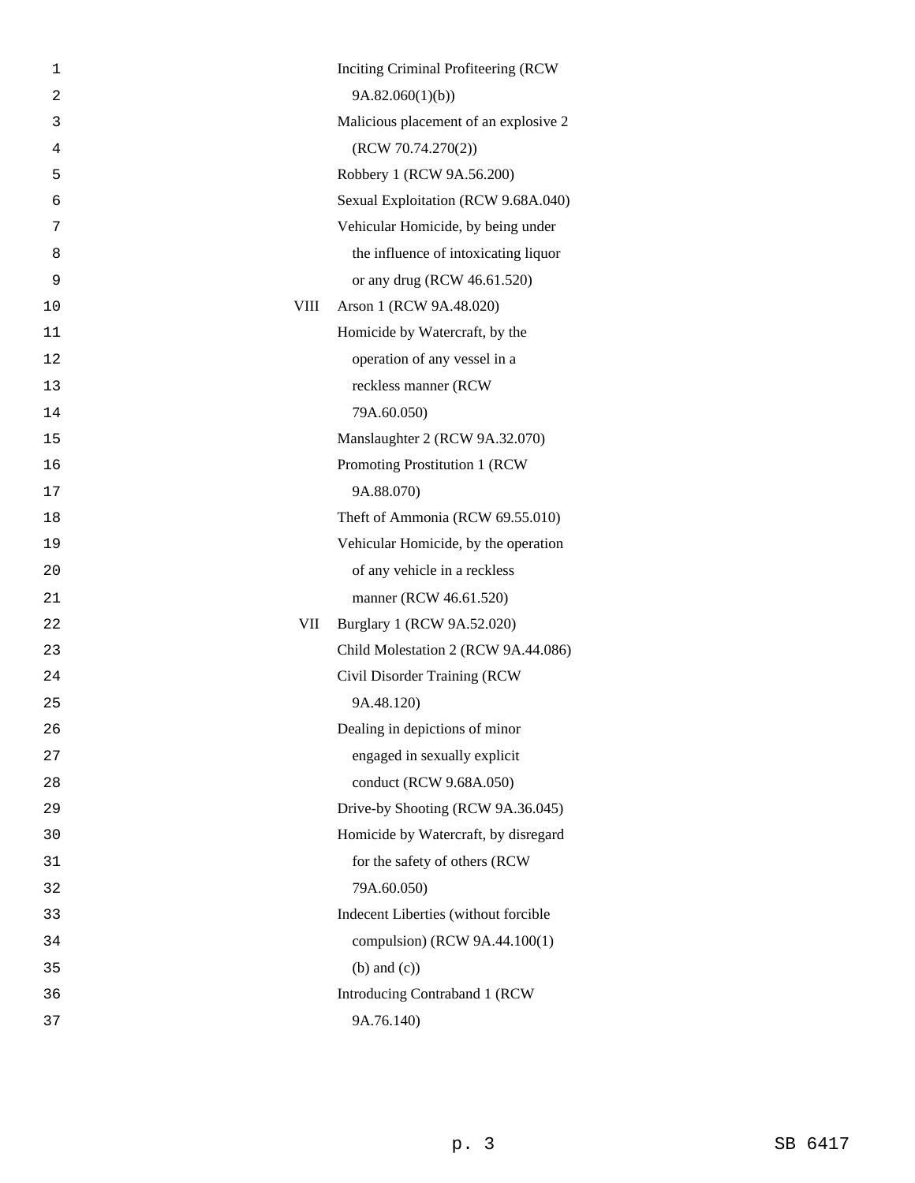| | |
|---|---|
| | Inciting Criminal Profiteering (RCW 9A.82.060(1)(b)) |
| | Malicious placement of an explosive 2 (RCW 70.74.270(2)) |
| | Robbery 1 (RCW 9A.56.200) |
| | Sexual Exploitation (RCW 9.68A.040) |
| | Vehicular Homicide, by being under the influence of intoxicating liquor or any drug (RCW 46.61.520) |
| VIII | Arson 1 (RCW 9A.48.020) |
| | Homicide by Watercraft, by the operation of any vessel in a reckless manner (RCW 79A.60.050) |
| | Manslaughter 2 (RCW 9A.32.070) |
| | Promoting Prostitution 1 (RCW 9A.88.070) |
| | Theft of Ammonia (RCW 69.55.010) |
| | Vehicular Homicide, by the operation of any vehicle in a reckless manner (RCW 46.61.520) |
| VII | Burglary 1 (RCW 9A.52.020) |
| | Child Molestation 2 (RCW 9A.44.086) |
| | Civil Disorder Training (RCW 9A.48.120) |
| | Dealing in depictions of minor engaged in sexually explicit conduct (RCW 9.68A.050) |
| | Drive-by Shooting (RCW 9A.36.045) |
| | Homicide by Watercraft, by disregard for the safety of others (RCW 79A.60.050) |
| | Indecent Liberties (without forcible compulsion) (RCW 9A.44.100(1) (b) and (c)) |
| | Introducing Contraband 1 (RCW 9A.76.140) |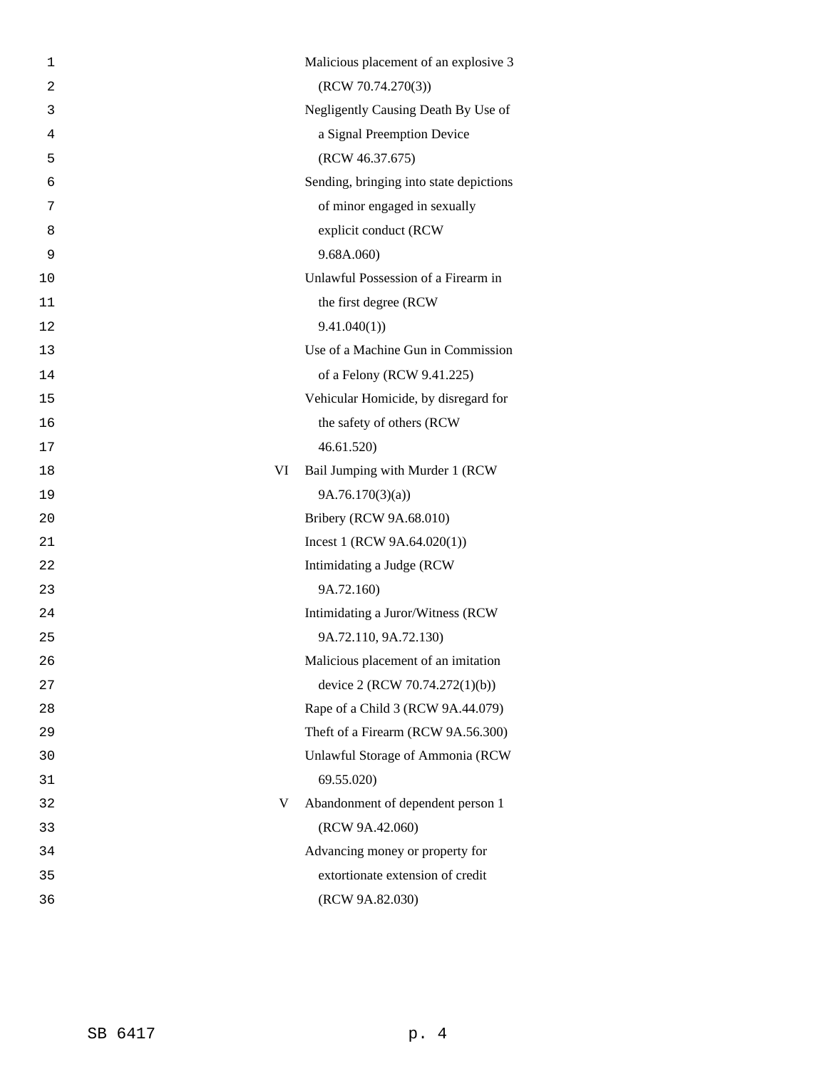| | |
|---|---|
| | Malicious placement of an explosive 3 (RCW 70.74.270(3)) |
| | Negligently Causing Death By Use of a Signal Preemption Device (RCW 46.37.675) |
| | Sending, bringing into state depictions of minor engaged in sexually explicit conduct (RCW 9.68A.060) |
| | Unlawful Possession of a Firearm in the first degree (RCW 9.41.040(1)) |
| | Use of a Machine Gun in Commission of a Felony (RCW 9.41.225) |
| | Vehicular Homicide, by disregard for the safety of others (RCW 46.61.520) |
| VI | Bail Jumping with Murder 1 (RCW 9A.76.170(3)(a)) |
| | Bribery (RCW 9A.68.010) |
| | Incest 1 (RCW 9A.64.020(1)) |
| | Intimidating a Judge (RCW 9A.72.160) |
| | Intimidating a Juror/Witness (RCW 9A.72.110, 9A.72.130) |
| | Malicious placement of an imitation device 2 (RCW 70.74.272(1)(b)) |
| | Rape of a Child 3 (RCW 9A.44.079) |
| | Theft of a Firearm (RCW 9A.56.300) |
| | Unlawful Storage of Ammonia (RCW 69.55.020) |
| V | Abandonment of dependent person 1 (RCW 9A.42.060) |
| | Advancing money or property for extortionate extension of credit (RCW 9A.82.030) |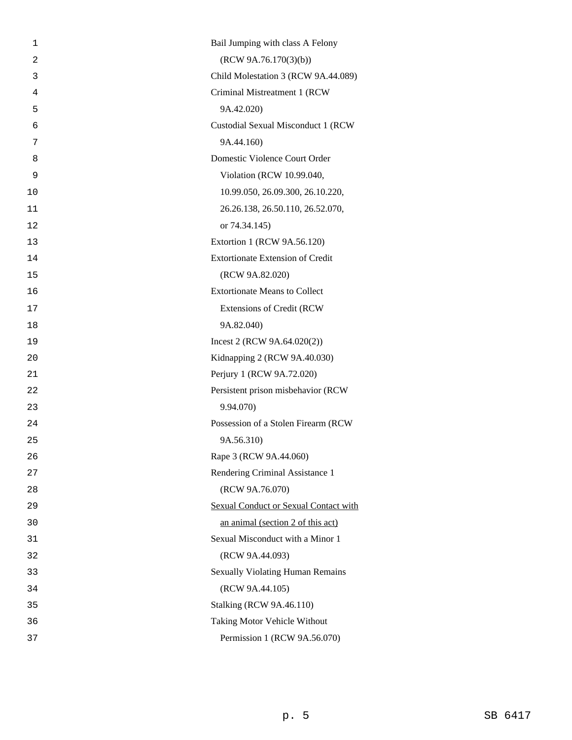Bail Jumping with class A Felony (RCW 9A.76.170(3)(b))

Child Molestation 3 (RCW 9A.44.089)

Criminal Mistreatment 1 (RCW 9A.42.020)

Custodial Sexual Misconduct 1 (RCW 9A.44.160)

Domestic Violence Court Order Violation (RCW 10.99.040, 10.99.050, 26.09.300, 26.10.220, 26.26.138, 26.50.110, 26.52.070, or 74.34.145)

Extortion 1 (RCW 9A.56.120)

Extortionate Extension of Credit (RCW 9A.82.020)

Extortionate Means to Collect Extensions of Credit (RCW 9A.82.040)

Incest 2 (RCW 9A.64.020(2))

Kidnapping 2 (RCW 9A.40.030)

Perjury 1 (RCW 9A.72.020)

Persistent prison misbehavior (RCW 9.94.070)

Possession of a Stolen Firearm (RCW 9A.56.310)

Rape 3 (RCW 9A.44.060)

Rendering Criminal Assistance 1 (RCW 9A.76.070)

<u>Sexual Conduct or Sexual Contact with an animal (section 2 of this act)</u>

Sexual Misconduct with a Minor 1 (RCW 9A.44.093)

Sexually Violating Human Remains (RCW 9A.44.105)

Stalking (RCW 9A.46.110)

Taking Motor Vehicle Without Permission 1 (RCW 9A.56.070)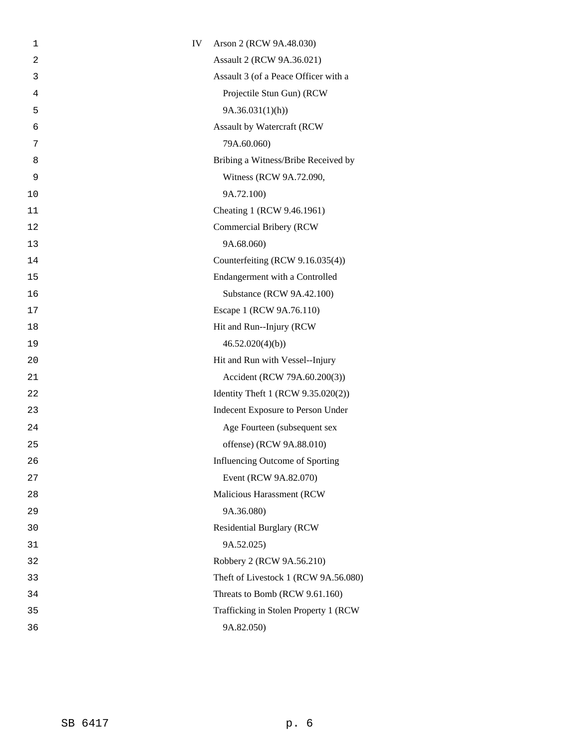IV Arson 2 (RCW 9A.48.030)

Assault 2 (RCW 9A.36.021)

Assault 3 (of a Peace Officer with a Projectile Stun Gun) (RCW 9A.36.031(1)(h))

Assault by Watercraft (RCW 79A.60.060)

Bribing a Witness/Bribe Received by Witness (RCW 9A.72.090, 9A.72.100)

Cheating 1 (RCW 9.46.1961)

Commercial Bribery (RCW 9A.68.060)

Counterfeiting (RCW 9.16.035(4))

Endangerment with a Controlled Substance (RCW 9A.42.100)

Escape 1 (RCW 9A.76.110)

Hit and Run--Injury (RCW 46.52.020(4)(b))

Hit and Run with Vessel--Injury Accident (RCW 79A.60.200(3))

Identity Theft 1 (RCW 9.35.020(2))

Indecent Exposure to Person Under Age Fourteen (subsequent sex offense) (RCW 9A.88.010)

Influencing Outcome of Sporting Event (RCW 9A.82.070)

Malicious Harassment (RCW 9A.36.080)

Residential Burglary (RCW 9A.52.025)

Robbery 2 (RCW 9A.56.210)

Theft of Livestock 1 (RCW 9A.56.080)

Threats to Bomb (RCW 9.61.160)

Trafficking in Stolen Property 1 (RCW 9A.82.050)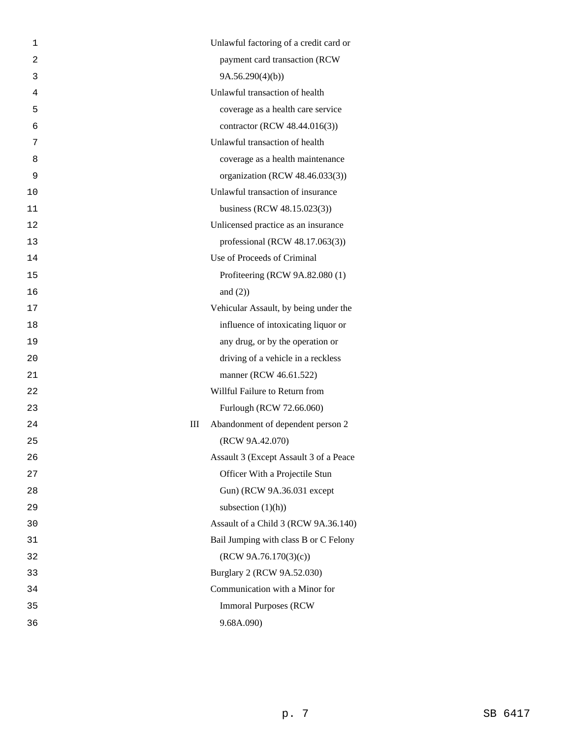Unlawful factoring of a credit card or payment card transaction (RCW 9A.56.290(4)(b))

Unlawful transaction of health coverage as a health care service contractor (RCW 48.44.016(3))

Unlawful transaction of health coverage as a health maintenance organization (RCW 48.46.033(3))

Unlawful transaction of insurance business (RCW 48.15.023(3))

Unlicensed practice as an insurance professional (RCW 48.17.063(3))

Use of Proceeds of Criminal Profiteering (RCW 9A.82.080 (1) and (2))

Vehicular Assault, by being under the influence of intoxicating liquor or any drug, or by the operation or driving of a vehicle in a reckless manner (RCW 46.61.522)

Willful Failure to Return from Furlough (RCW 72.66.060)

III

Abandonment of dependent person 2 (RCW 9A.42.070)

Assault 3 (Except Assault 3 of a Peace Officer With a Projectile Stun Gun) (RCW 9A.36.031 except subsection (1)(h))

Assault of a Child 3 (RCW 9A.36.140)

Bail Jumping with class B or C Felony (RCW 9A.76.170(3)(c))

Burglary 2 (RCW 9A.52.030)

Communication with a Minor for Immoral Purposes (RCW 9.68A.090)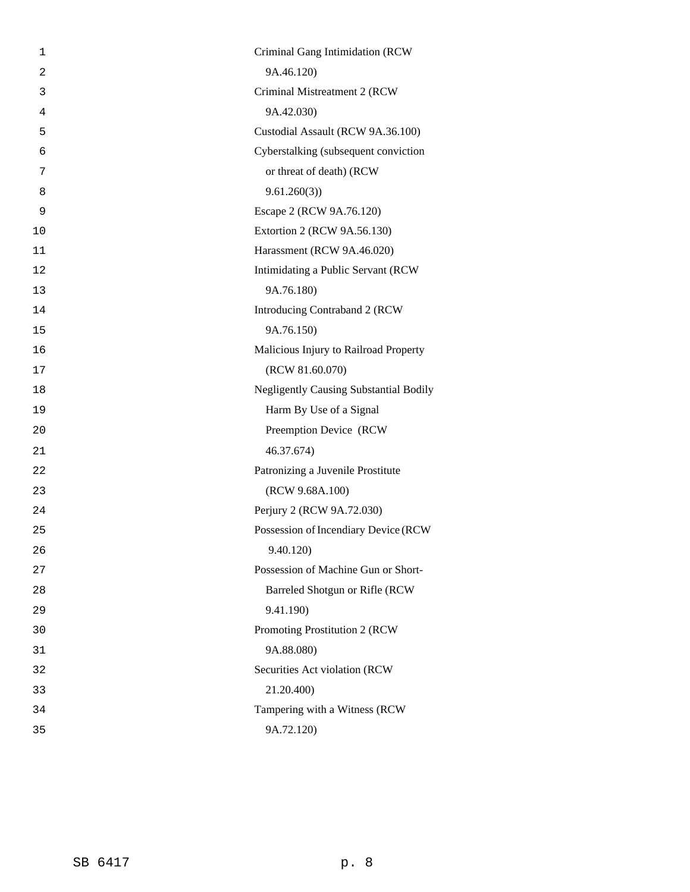Criminal Gang Intimidation (RCW 9A.46.120)

Criminal Mistreatment 2 (RCW 9A.42.030)

Custodial Assault (RCW 9A.36.100)

Cyberstalking (subsequent conviction or threat of death) (RCW 9.61.260(3))

Escape 2 (RCW 9A.76.120)

Extortion 2 (RCW 9A.56.130)

Harassment (RCW 9A.46.020)

Intimidating a Public Servant (RCW 9A.76.180)

Introducing Contraband 2 (RCW 9A.76.150)

Malicious Injury to Railroad Property (RCW 81.60.070)

Negligently Causing Substantial Bodily Harm By Use of a Signal Preemption Device (RCW 46.37.674)

Patronizing a Juvenile Prostitute (RCW 9.68A.100)

Perjury 2 (RCW 9A.72.030)

Possession of Incendiary Device (RCW 9.40.120)

Possession of Machine Gun or Short-Barreled Shotgun or Rifle (RCW 9.41.190)

Promoting Prostitution 2 (RCW 9A.88.080)

Securities Act violation (RCW 21.20.400)

Tampering with a Witness (RCW 9A.72.120)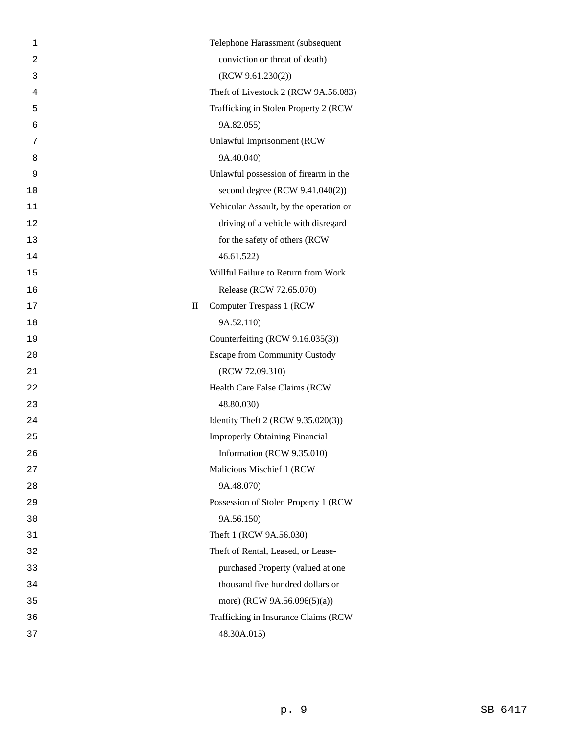Telephone Harassment (subsequent conviction or threat of death) (RCW 9.61.230(2))

Theft of Livestock 2 (RCW 9A.56.083)

Trafficking in Stolen Property 2 (RCW 9A.82.055)

Unlawful Imprisonment (RCW 9A.40.040)

Unlawful possession of firearm in the second degree (RCW 9.41.040(2))

Vehicular Assault, by the operation or driving of a vehicle with disregard for the safety of others (RCW 46.61.522)

Willful Failure to Return from Work Release (RCW 72.65.070)

II

Computer Trespass 1 (RCW 9A.52.110)

Counterfeiting (RCW 9.16.035(3))

Escape from Community Custody (RCW 72.09.310)

Health Care False Claims (RCW 48.80.030)

Identity Theft 2 (RCW 9.35.020(3))

Improperly Obtaining Financial Information (RCW 9.35.010)

Malicious Mischief 1 (RCW 9A.48.070)

Possession of Stolen Property 1 (RCW 9A.56.150)

Theft 1 (RCW 9A.56.030)

Theft of Rental, Leased, or Lease-purchased Property (valued at one thousand five hundred dollars or more) (RCW 9A.56.096(5)(a))

Trafficking in Insurance Claims (RCW 48.30A.015)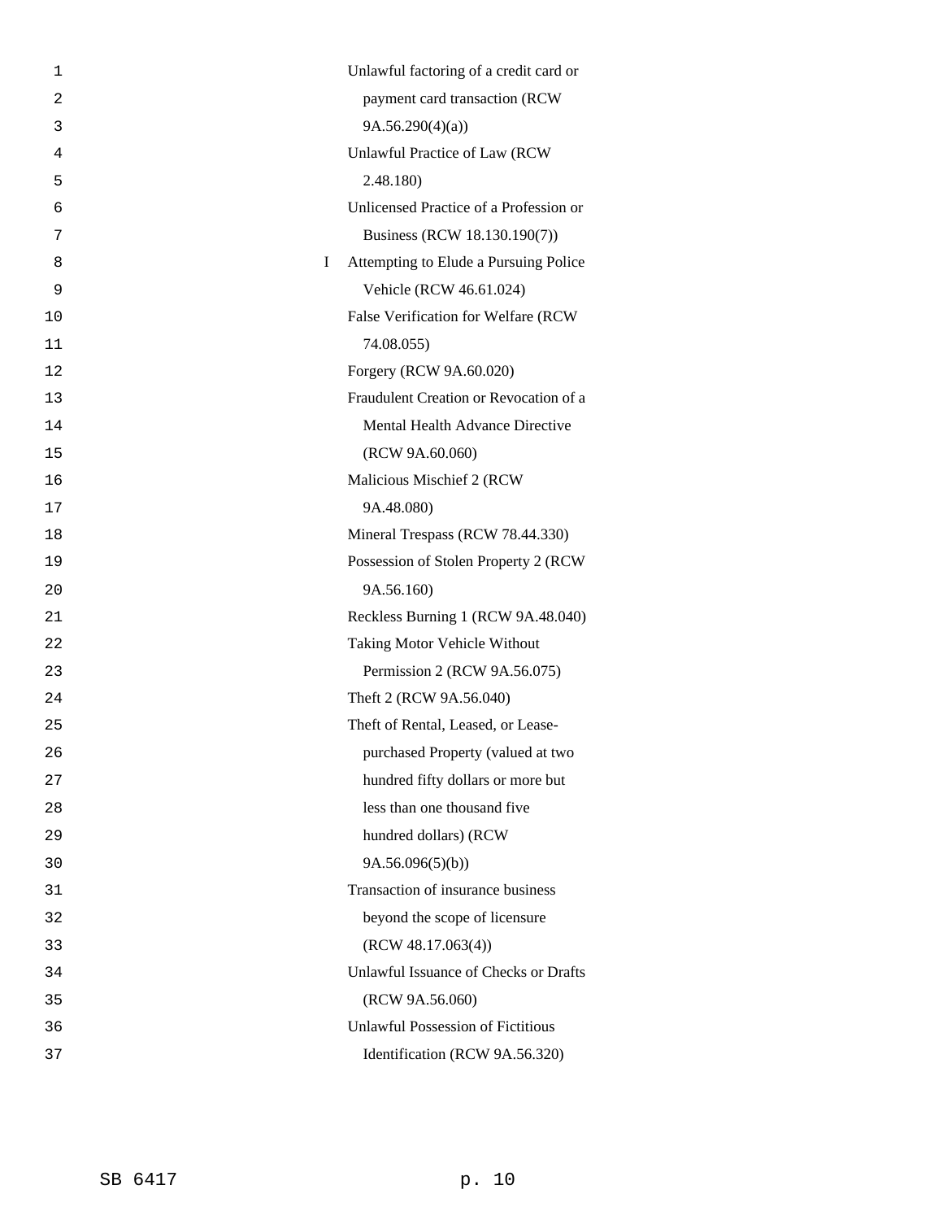Unlawful factoring of a credit card or payment card transaction (RCW 9A.56.290(4)(a))

Unlawful Practice of Law (RCW 2.48.180)

Unlicensed Practice of a Profession or Business (RCW 18.130.190(7))

I Attempting to Elude a Pursuing Police Vehicle (RCW 46.61.024)

False Verification for Welfare (RCW 74.08.055)

Forgery (RCW 9A.60.020)

Fraudulent Creation or Revocation of a Mental Health Advance Directive (RCW 9A.60.060)

Malicious Mischief 2 (RCW 9A.48.080)

Mineral Trespass (RCW 78.44.330)

Possession of Stolen Property 2 (RCW 9A.56.160)

Reckless Burning 1 (RCW 9A.48.040)

Taking Motor Vehicle Without Permission 2 (RCW 9A.56.075)

Theft 2 (RCW 9A.56.040)

Theft of Rental, Leased, or Lease-purchased Property (valued at two hundred fifty dollars or more but less than one thousand five hundred dollars) (RCW 9A.56.096(5)(b))

Transaction of insurance business beyond the scope of licensure (RCW 48.17.063(4))

Unlawful Issuance of Checks or Drafts (RCW 9A.56.060)

Unlawful Possession of Fictitious Identification (RCW 9A.56.320)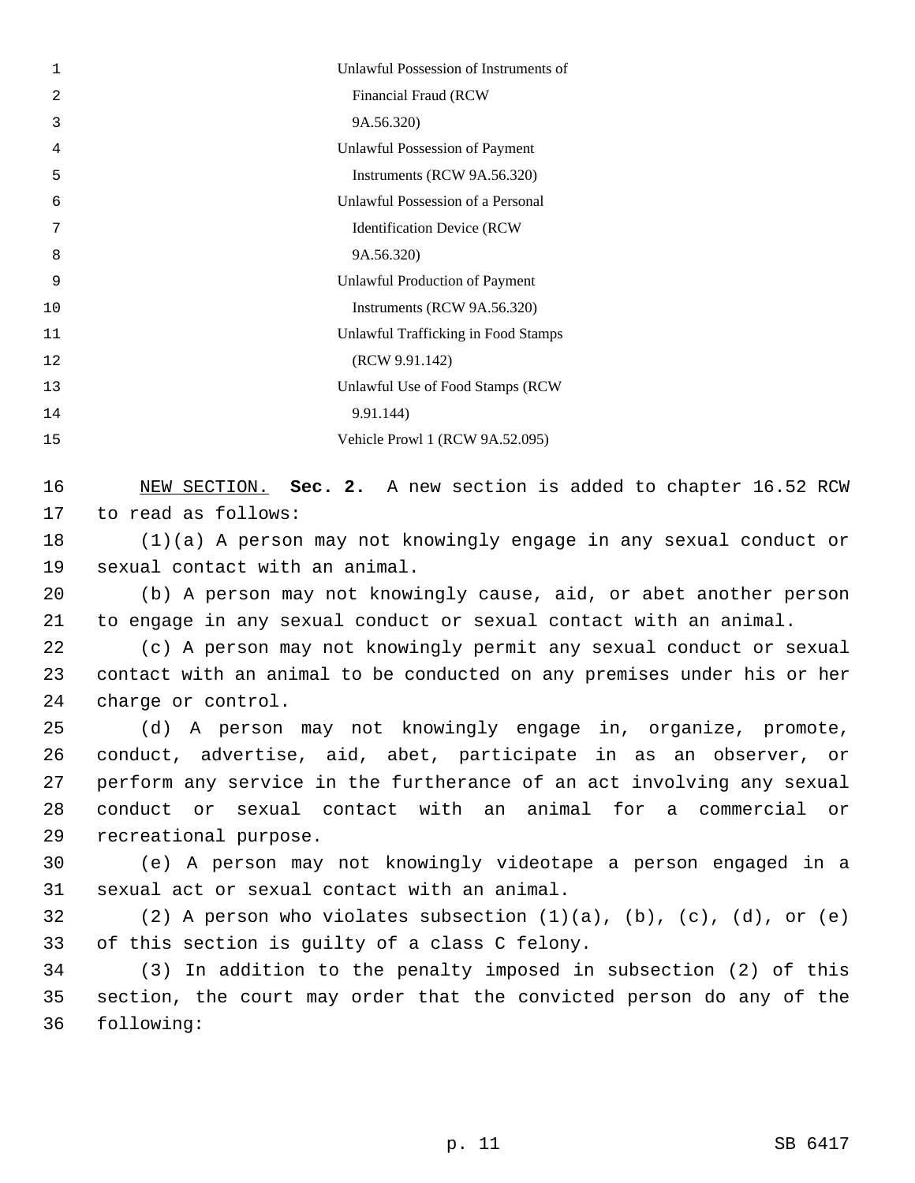Unlawful Possession of Instruments of Financial Fraud (RCW 9A.56.320)
Unlawful Possession of Payment Instruments (RCW 9A.56.320)
Unlawful Possession of a Personal Identification Device (RCW 9A.56.320)
Unlawful Production of Payment Instruments (RCW 9A.56.320)
Unlawful Trafficking in Food Stamps (RCW 9.91.142)
Unlawful Use of Food Stamps (RCW 9.91.144)
Vehicle Prowl 1 (RCW 9A.52.095)

NEW SECTION. **Sec. 2.** A new section is added to chapter 16.52 RCW to read as follows:

(1)(a) A person may not knowingly engage in any sexual conduct or sexual contact with an animal.

(b) A person may not knowingly cause, aid, or abet another person to engage in any sexual conduct or sexual contact with an animal.

(c) A person may not knowingly permit any sexual conduct or sexual contact with an animal to be conducted on any premises under his or her charge or control.

(d) A person may not knowingly engage in, organize, promote, conduct, advertise, aid, abet, participate in as an observer, or perform any service in the furtherance of an act involving any sexual conduct or sexual contact with an animal for a commercial or recreational purpose.

(e) A person may not knowingly videotape a person engaged in a sexual act or sexual contact with an animal.

(2) A person who violates subsection (1)(a), (b), (c), (d), or (e) of this section is guilty of a class C felony.

(3) In addition to the penalty imposed in subsection (2) of this section, the court may order that the convicted person do any of the following: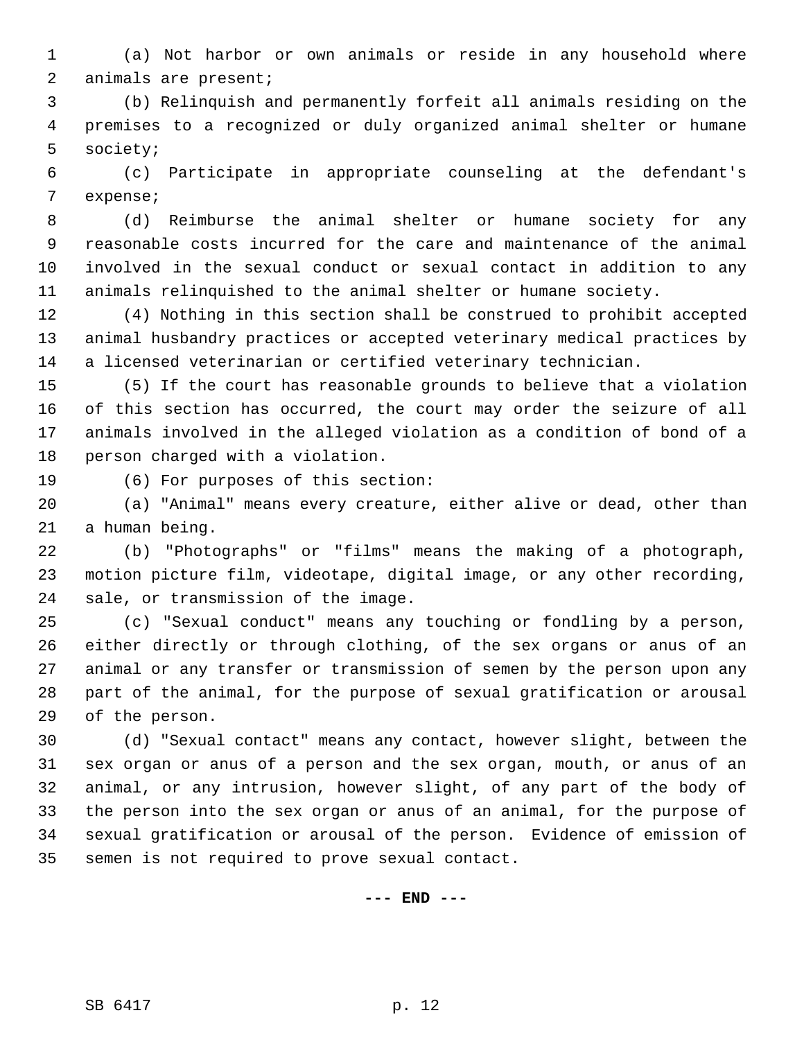(a) Not harbor or own animals or reside in any household where animals are present;

(b) Relinquish and permanently forfeit all animals residing on the premises to a recognized or duly organized animal shelter or humane society;

(c) Participate in appropriate counseling at the defendant's expense;

(d) Reimburse the animal shelter or humane society for any reasonable costs incurred for the care and maintenance of the animal involved in the sexual conduct or sexual contact in addition to any animals relinquished to the animal shelter or humane society.

(4) Nothing in this section shall be construed to prohibit accepted animal husbandry practices or accepted veterinary medical practices by a licensed veterinarian or certified veterinary technician.

(5) If the court has reasonable grounds to believe that a violation of this section has occurred, the court may order the seizure of all animals involved in the alleged violation as a condition of bond of a person charged with a violation.

(6) For purposes of this section:

(a) "Animal" means every creature, either alive or dead, other than a human being.

(b) "Photographs" or "films" means the making of a photograph, motion picture film, videotape, digital image, or any other recording, sale, or transmission of the image.

(c) "Sexual conduct" means any touching or fondling by a person, either directly or through clothing, of the sex organs or anus of an animal or any transfer or transmission of semen by the person upon any part of the animal, for the purpose of sexual gratification or arousal of the person.

(d) "Sexual contact" means any contact, however slight, between the sex organ or anus of a person and the sex organ, mouth, or anus of an animal, or any intrusion, however slight, of any part of the body of the person into the sex organ or anus of an animal, for the purpose of sexual gratification or arousal of the person. Evidence of emission of semen is not required to prove sexual contact.

**--- END ---**